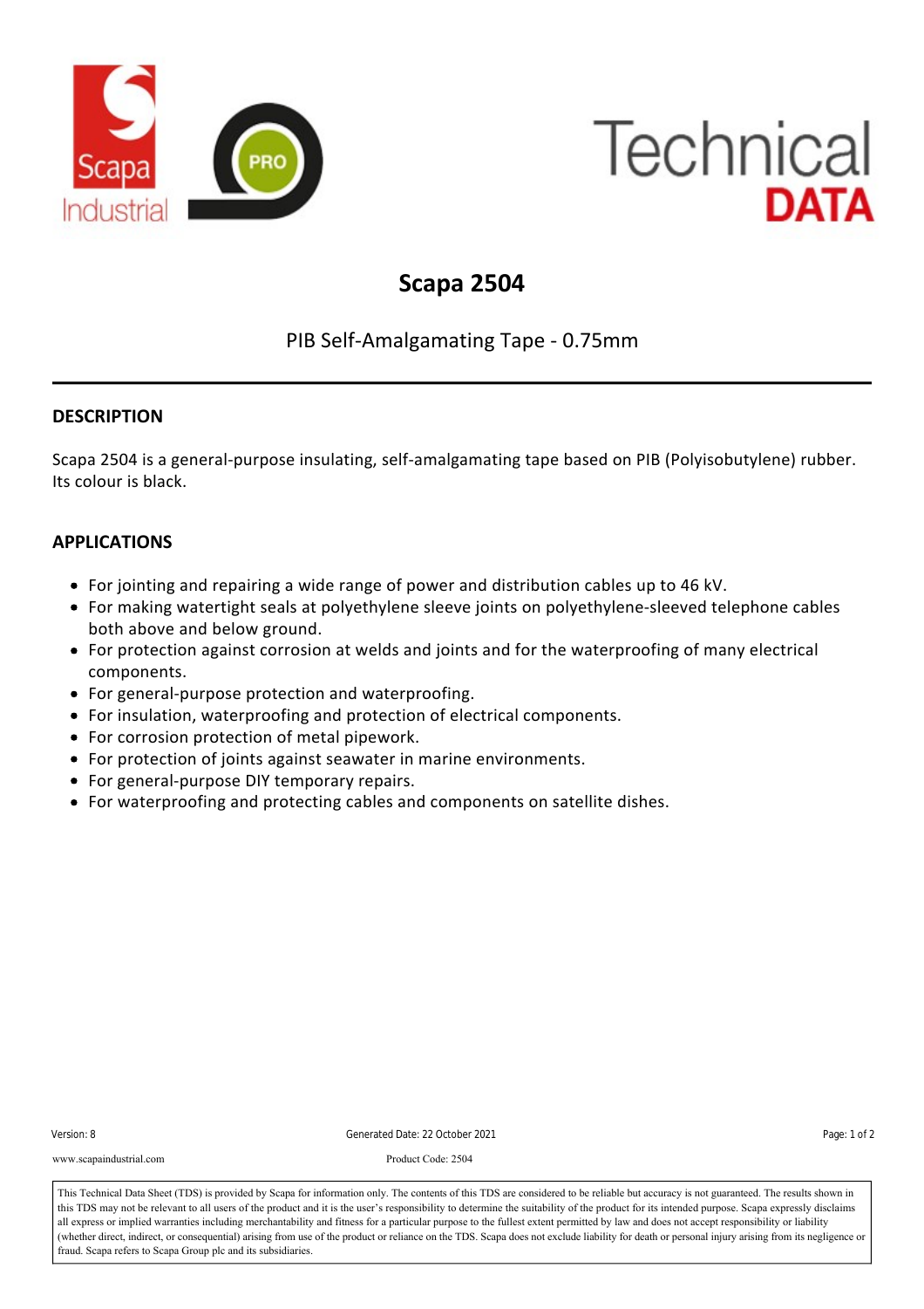# Scapa 2504

PIB Self-Amalgamating Tape - 0.75mm

## DESCRIPTION

Scapa 2504 is a general-purpose insulating, self-amalgamating tape based on PIB (Polyisobutylene) rubber. Its colour is black.

## APPLICATIONS

- For jointing and repairing a wide range of power and distribution cables up to 46 kV.
- For making watertight seals at polyethylene sleeve joints on polyethylene-sleeved telephone cables both above and below ground.
- For protection against corrosion at welds and joints and for the waterproofing of many electrical components.
- For general-purpose protection and waterproofing.
- For insulation, waterproofing and protection of electrical components.
- For corrosion protection of metal pipework.
- For protection of joints against seawater in marine environments.
- For general-purpose DIY temporary repairs.
- For waterproofing and protecting cables and components on satellite dishes.

Version: 8 Generated Date: 22 October 2021

www.scapaindustrial.com Product Code: 2504

This Technical Data Sheet (TDS) is provided by Scapa for information only. The contents of this TDS are considered to be reliable but accuracy is not guaranteed. The results shown in this TDS may not be relevant to all users of the product and it is the user's responsibility to determine the suitability of the product for its intended purpose. Scapa expressly disclaims all express or implied warranties including merchantability and fitness for a particular purpose to the fullest extent permitted by law and does not accept responsibility or liability (whether direct, indirect, or consequential) arising from use of the product or reliance on the TDS. Scapa does not exclude liability for death or personal injury arising from its negligence or fraud. Scapa refers to Scapa Group plc and its subsidiaries.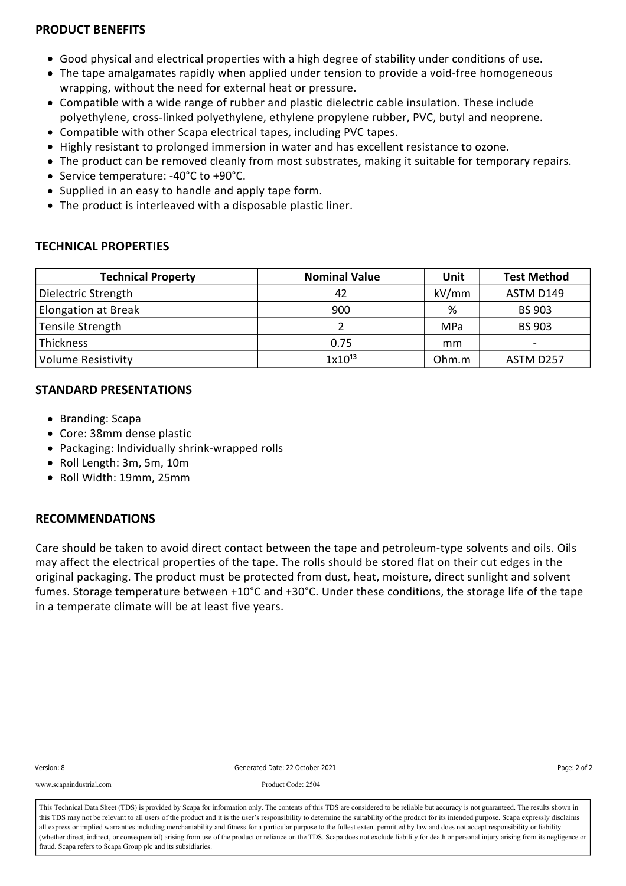## PRODUCT BENEFITS

- Good physical and electrical properties with a high degree of stability under conditions of use.
- The tape amalgamates rapidly when applied under tension to provide a void-free homogeneous wrapping, without the need for external heat or pressure.
- Compatible with a wide range of rubber and plastic dielectric cable insulation. These include polyethylene, cross-linked polyethylene, ethylene propylene rubber, PVC, butyl and neoprene.
- Compatible with other Scapa electrical tapes, including PVC tapes.
- Highly resistant to prolonged immersion in water and has excellent resistance to ozone.
- The product can be removed cleanly from most substrates, making it suitable for temporary repairs.
- Service temperature: -40°C to +90°C.
- Supplied in an easy to handle and apply tape form.
- The product is interleaved with a disposable plastic liner.

## TECHNICAL PROPERTIES

| Technical Property | Nominal Value | Unit | Test Method |
|---|---|---|---|
| Dielectric Strength | 42 | kV/mm | ASTM D149 |
| Elongation at Break | 900 | % | BS 903 |
| Tensile Strength | 2 | MPa | BS 903 |
| Thickness | 0.75 | mm | - |
| Volume Resistivity | $1x10^{13}$ | Ohm.m | ASTM D257 |

## STANDARD PRESENTATIONS

- Branding: Scapa
- Core: 38mm dense plastic
- Packaging: Individually shrink-wrapped rolls
- Roll Length: 3m, 5m, 10m
- Roll Width: 19mm, 25mm

## RECOMMENDATIONS

Care should be taken to avoid direct contact between the tape and petroleum-type solvents and oils. Oils may affect the electrical properties of the tape. The rolls should be stored flat on their cut edges in the original packaging. The product must be protected from dust, heat, moisture, direct sunlight and solvent fumes. Storage temperature between +10°C and +30°C. Under these conditions, the storage life of the tape in a temperate climate will be at least five years.

Version: 8 Generated Date: 22 October 2021

www.scapaindustrial.com Product Code: 2504

This Technical Data Sheet (TDS) is provided by Scapa for information only. The contents of this TDS are considered to be reliable but accuracy is not guaranteed. The results shown in this TDS may not be relevant to all users of the product and it is the user's responsibility to determine the suitability of the product for its intended purpose. Scapa expressly disclaims all express or implied warranties including merchantability and fitness for a particular purpose to the fullest extent permitted by law and does not accept responsibility or liability (whether direct, indirect, or consequential) arising from use of the product or reliance on the TDS. Scapa does not exclude liability for death or personal injury arising from its negligence or fraud. Scapa refers to Scapa Group plc and its subsidiaries.